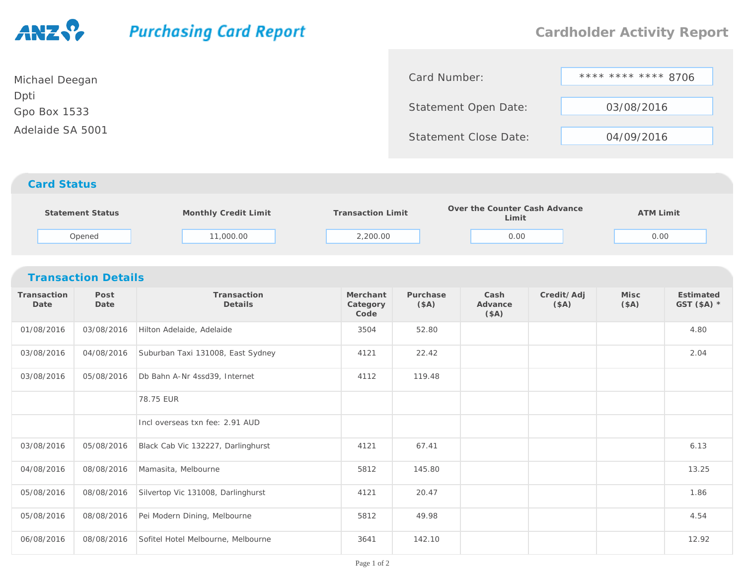**ANZ** Purchasing Card Report

# Cardholder Activity Report

Michael Deegan
Dpti
Gpo Box 1533
Adelaide SA 5001

| | |
|---|---|
| Card Number: | **** **** **** 8706 |
| Statement Open Date: | 03/08/2016 |
| Statement Close Date: | 04/09/2016 |

## Card Status

| Statement Status | Monthly Credit Limit | Transaction Limit | Over the Counter Cash Advance Limit | ATM Limit |
|---|---|---|---|---|
| Opened | 11,000.00 | 2,200.00 | 0.00 | 0.00 |

## Transaction Details

| Transaction Date | Post Date | Transaction Details | Merchant Category Code | Purchase ($A) | Cash Advance ($A) | Credit/Adj ($A) | Misc ($A) | Estimated GST ($A) * |
|---|---|---|---|---|---|---|---|---|
| 01/08/2016 | 03/08/2016 | Hilton Adelaide, Adelaide | 3504 | 52.80 | | | | 4.80 |
| 03/08/2016 | 04/08/2016 | Suburban Taxi 131008, East Sydney | 4121 | 22.42 | | | | 2.04 |
| 03/08/2016 | 05/08/2016 | Db Bahn A-Nr 4ssd39, Internet | 4112 | 119.48 | | | | |
| | | 78.75 EUR | | | | | | |
| | | Incl overseas txn fee: 2.91 AUD | | | | | | |
| 03/08/2016 | 05/08/2016 | Black Cab Vic 132227, Darlinghurst | 4121 | 67.41 | | | | 6.13 |
| 04/08/2016 | 08/08/2016 | Mamasita, Melbourne | 5812 | 145.80 | | | | 13.25 |
| 05/08/2016 | 08/08/2016 | Silvertop Vic 131008, Darlinghurst | 4121 | 20.47 | | | | 1.86 |
| 05/08/2016 | 08/08/2016 | Pei Modern Dining, Melbourne | 5812 | 49.98 | | | | 4.54 |
| 06/08/2016 | 08/08/2016 | Sofitel Hotel Melbourne, Melbourne | 3641 | 142.10 | | | | 12.92 |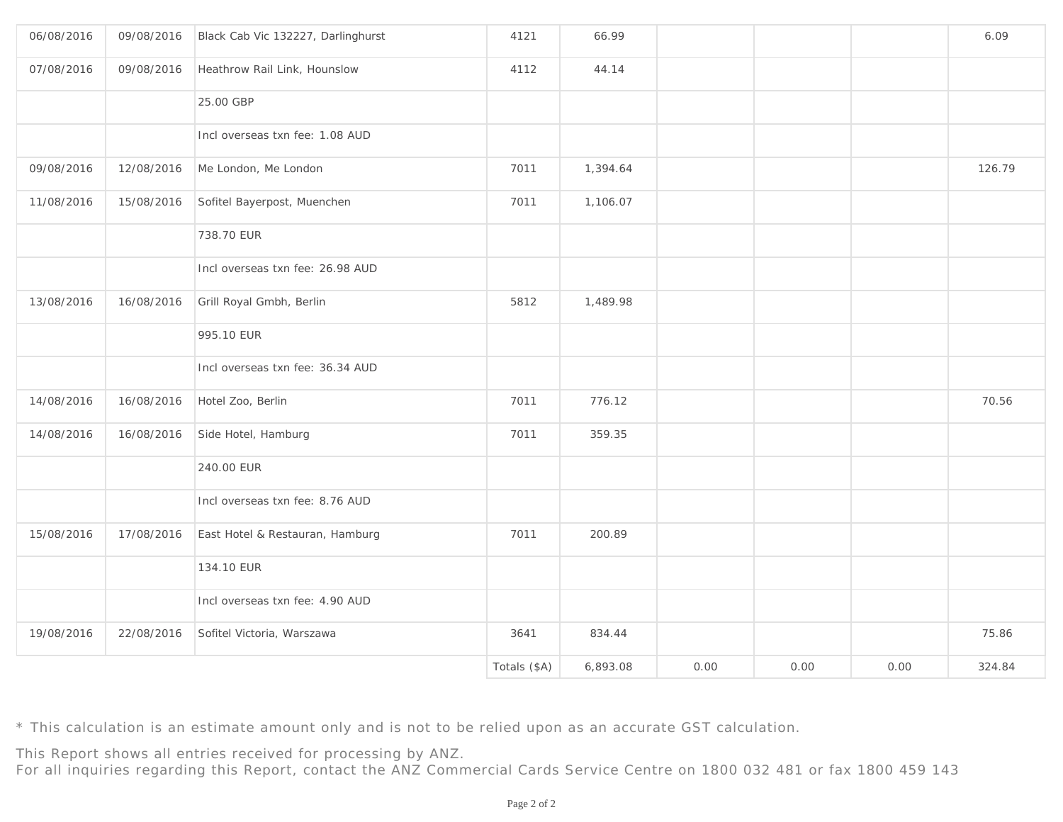| | | | | | | | | |
|---|---|---|---|---|---|---|---|---|
| 06/08/2016 | 09/08/2016 | Black Cab Vic 132227, Darlinghurst | 4121 | 66.99 | | | | 6.09 |
| 07/08/2016 | 09/08/2016 | Heathrow Rail Link, Hounslow | 4112 | 44.14 | | | | |
| | | 25.00 GBP | | | | | | |
| | | Incl overseas txn fee: 1.08 AUD | | | | | | |
| 09/08/2016 | 12/08/2016 | Me London, Me London | 7011 | 1,394.64 | | | | 126.79 |
| 11/08/2016 | 15/08/2016 | Sofitel Bayerpost, Muenchen | 7011 | 1,106.07 | | | | |
| | | 738.70 EUR | | | | | | |
| | | Incl overseas txn fee: 26.98 AUD | | | | | | |
| 13/08/2016 | 16/08/2016 | Grill Royal Gmbh, Berlin | 5812 | 1,489.98 | | | | |
| | | 995.10 EUR | | | | | | |
| | | Incl overseas txn fee: 36.34 AUD | | | | | | |
| 14/08/2016 | 16/08/2016 | Hotel Zoo, Berlin | 7011 | 776.12 | | | | 70.56 |
| 14/08/2016 | 16/08/2016 | Side Hotel, Hamburg | 7011 | 359.35 | | | | |
| | | 240.00 EUR | | | | | | |
| | | Incl overseas txn fee: 8.76 AUD | | | | | | |
| 15/08/2016 | 17/08/2016 | East Hotel & Restauran, Hamburg | 7011 | 200.89 | | | | |
| | | 134.10 EUR | | | | | | |
| | | Incl overseas txn fee: 4.90 AUD | | | | | | |
| 19/08/2016 | 22/08/2016 | Sofitel Victoria, Warszawa | 3641 | 834.44 | | | | 75.86 |
| | | | Totals ($A) | 6,893.08 | 0.00 | 0.00 | 0.00 | 324.84 |

* This calculation is an estimate amount only and is not to be relied upon as an accurate GST calculation.

This Report shows all entries received for processing by ANZ.
For all inquiries regarding this Report, contact the ANZ Commercial Cards Service Centre on 1800 032 481 or fax 1800 459 143